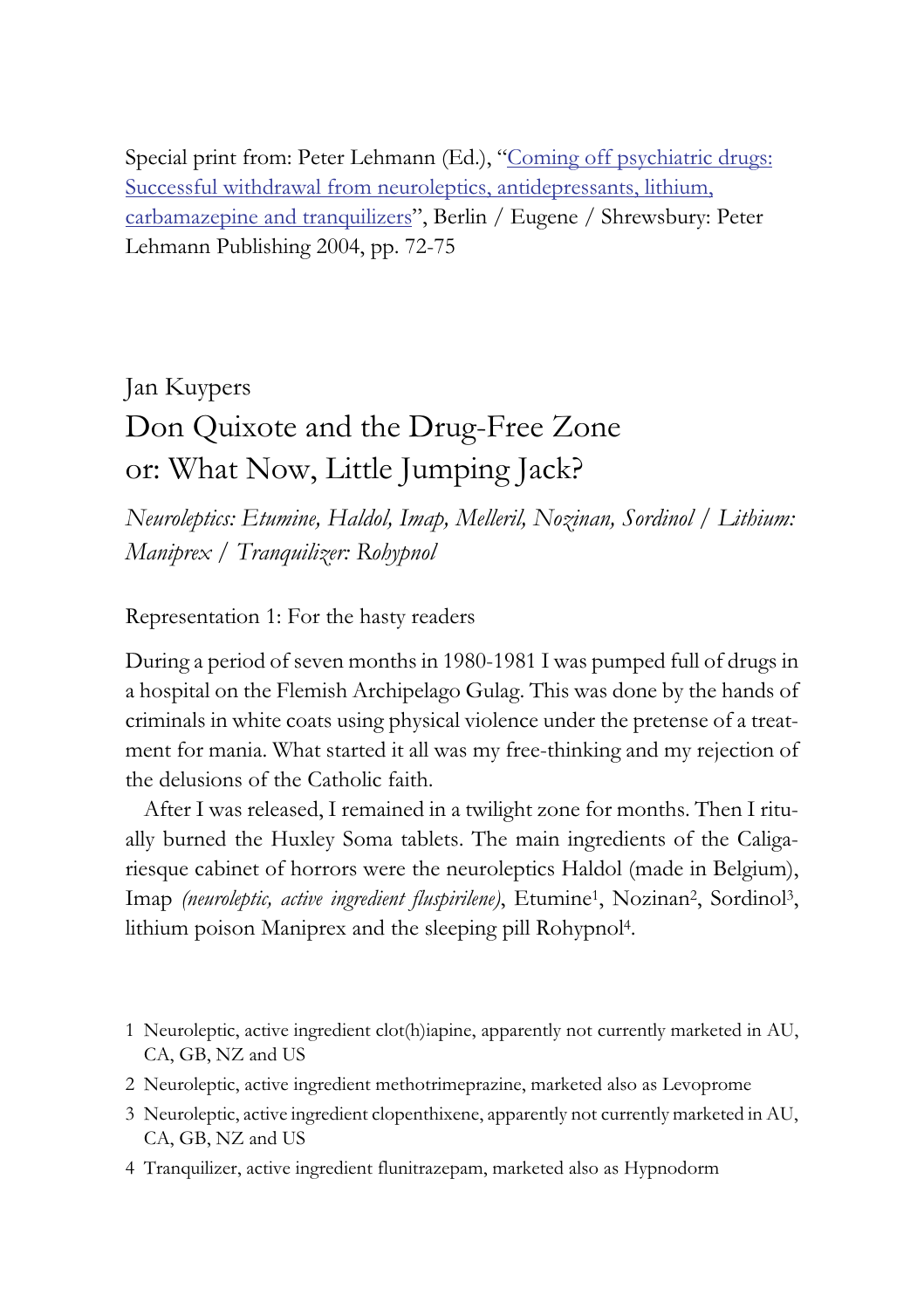Special print from: Peter Lehmann (Ed.), "Coming off psychiatric drugs: Successful withdrawal from neuroleptics, antidepressants, lithium, carbamazepine and tranquilizers", Berlin / Eugene / Shrewsbury: Peter Lehmann Publishing 2004, pp. 72-75

Jan Kuypers

# Don Quixote and the Drug-Free Zone or: What Now, Little Jumping Jack?

*Neuroleptics: Etumine, Haldol, Imap, Melleril, Nozinan, Sordinol / Lithium: Maniprex / Tranquilizer: Rohypnol*

Representation 1: For the hasty readers

During a period of seven months in 1980-1981 I was pumped full of drugs in a hospital on the Flemish Archipelago Gulag. This was done by the hands of criminals in white coats using physical violence under the pretense of a treatment for mania. What started it all was my free-thinking and my rejection of the delusions of the Catholic faith.

After I was released, I remained in a twilight zone for months. Then I ritually burned the Huxley Soma tablets. The main ingredients of the Caligariesque cabinet of horrors were the neuroleptics Haldol (made in Belgium), Imap *(neuroleptic, active ingredient fluspirilene)*, Etumine[1], Nozinan[2], Sordinol[3], lithium poison Maniprex and the sleeping pill Rohypnol[4].

1 Neuroleptic, active ingredient clot(h)iapine, apparently not currently marketed in AU, CA, GB, NZ and US

2 Neuroleptic, active ingredient methotrimeprazine, marketed also as Levoprome

3 Neuroleptic, active ingredient clopenthixene, apparently not currently marketed in AU, CA, GB, NZ and US

4 Tranquilizer, active ingredient flunitrazepam, marketed also as Hypnodorm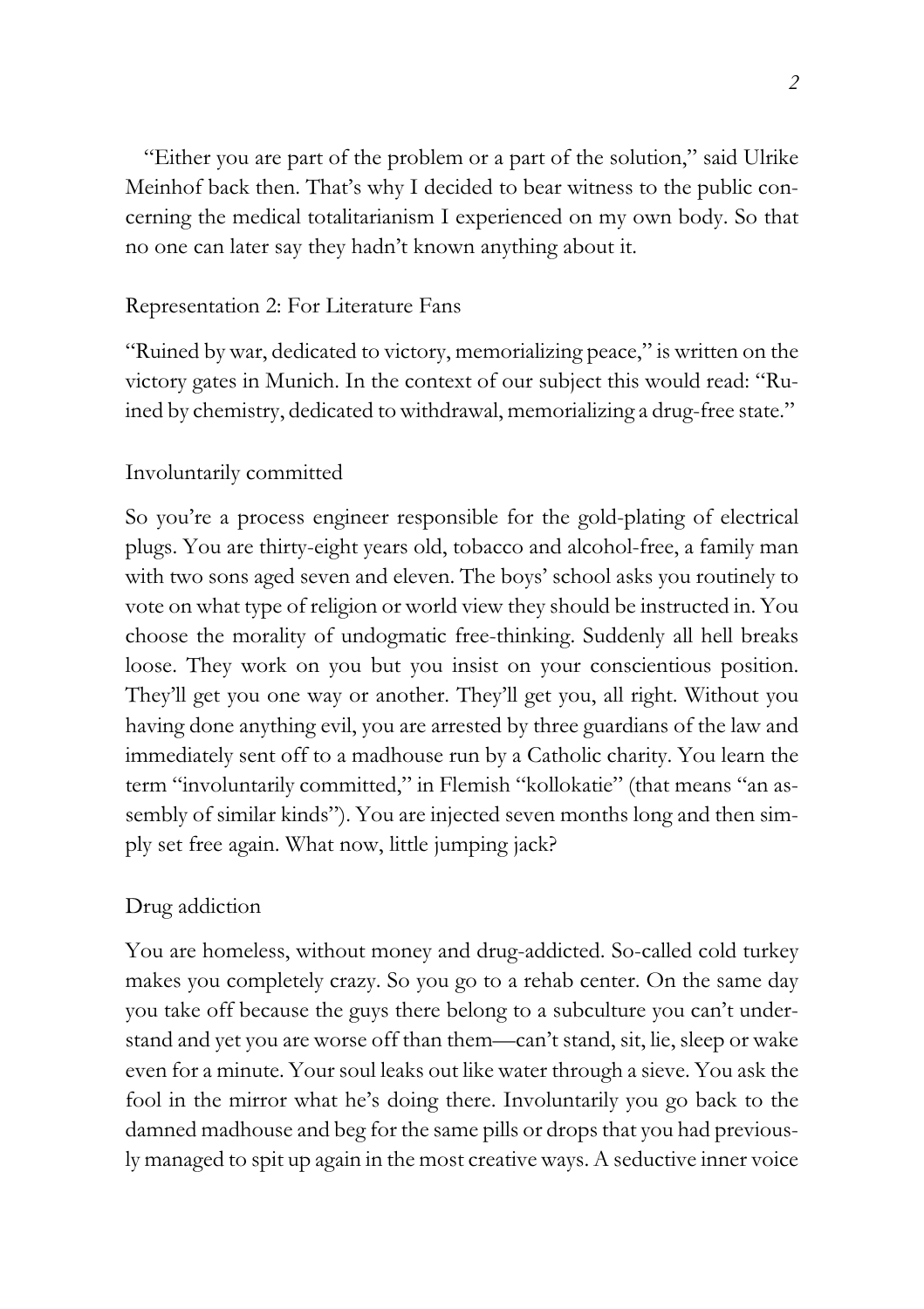"Either you are part of the problem or a part of the solution," said Ulrike Meinhof back then. That's why I decided to bear witness to the public concerning the medical totalitarianism I experienced on my own body. So that no one can later say they hadn't known anything about it.

### Representation 2: For Literature Fans

"Ruined by war, dedicated to victory, memorializing peace," is written on the victory gates in Munich. In the context of our subject this would read: "Ruined by chemistry, dedicated to withdrawal, memorializing a drug-free state."

### Involuntarily committed

So you're a process engineer responsible for the gold-plating of electrical plugs. You are thirty-eight years old, tobacco and alcohol-free, a family man with two sons aged seven and eleven. The boys' school asks you routinely to vote on what type of religion or world view they should be instructed in. You choose the morality of undogmatic free-thinking. Suddenly all hell breaks loose. They work on you but you insist on your conscientious position. They'll get you one way or another. They'll get you, all right. Without you having done anything evil, you are arrested by three guardians of the law and immediately sent off to a madhouse run by a Catholic charity. You learn the term "involuntarily committed," in Flemish "kollokatie" (that means "an assembly of similar kinds"). You are injected seven months long and then simply set free again. What now, little jumping jack?

### Drug addiction

You are homeless, without money and drug-addicted. So-called cold turkey makes you completely crazy. So you go to a rehab center. On the same day you take off because the guys there belong to a subculture you can't understand and yet you are worse off than them—can't stand, sit, lie, sleep or wake even for a minute. Your soul leaks out like water through a sieve. You ask the fool in the mirror what he's doing there. Involuntarily you go back to the damned madhouse and beg for the same pills or drops that you had previously managed to spit up again in the most creative ways. A seductive inner voice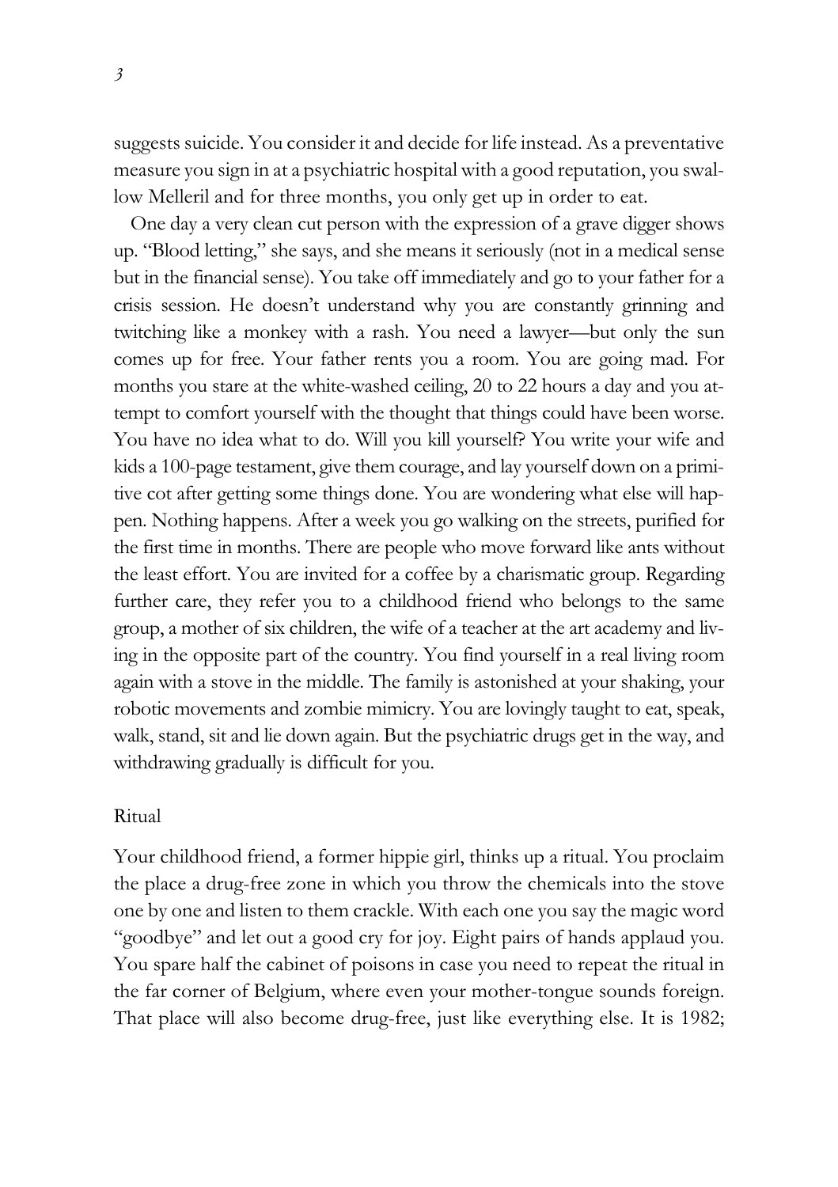suggests suicide. You consider it and decide for life instead. As a preventative measure you sign in at a psychiatric hospital with a good reputation, you swallow Melleril and for three months, you only get up in order to eat.

One day a very clean cut person with the expression of a grave digger shows up. "Blood letting," she says, and she means it seriously (not in a medical sense but in the financial sense). You take off immediately and go to your father for a crisis session. He doesn't understand why you are constantly grinning and twitching like a monkey with a rash. You need a lawyer—but only the sun comes up for free. Your father rents you a room. You are going mad. For months you stare at the white-washed ceiling, 20 to 22 hours a day and you attempt to comfort yourself with the thought that things could have been worse. You have no idea what to do. Will you kill yourself? You write your wife and kids a 100-page testament, give them courage, and lay yourself down on a primitive cot after getting some things done. You are wondering what else will happen. Nothing happens. After a week you go walking on the streets, purified for the first time in months. There are people who move forward like ants without the least effort. You are invited for a coffee by a charismatic group. Regarding further care, they refer you to a childhood friend who belongs to the same group, a mother of six children, the wife of a teacher at the art academy and living in the opposite part of the country. You find yourself in a real living room again with a stove in the middle. The family is astonished at your shaking, your robotic movements and zombie mimicry. You are lovingly taught to eat, speak, walk, stand, sit and lie down again. But the psychiatric drugs get in the way, and withdrawing gradually is difficult for you.

## Ritual

Your childhood friend, a former hippie girl, thinks up a ritual. You proclaim the place a drug-free zone in which you throw the chemicals into the stove one by one and listen to them crackle. With each one you say the magic word "goodbye" and let out a good cry for joy. Eight pairs of hands applaud you. You spare half the cabinet of poisons in case you need to repeat the ritual in the far corner of Belgium, where even your mother-tongue sounds foreign. That place will also become drug-free, just like everything else. It is 1982;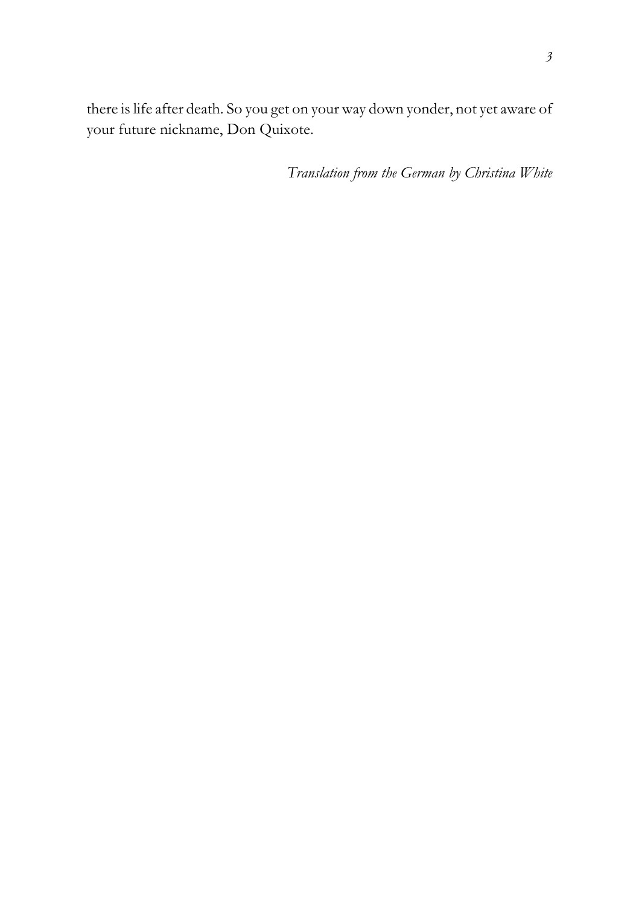there is life after death. So you get on your way down yonder, not yet aware of your future nickname, Don Quixote.

*Translation from the German by Christina White*